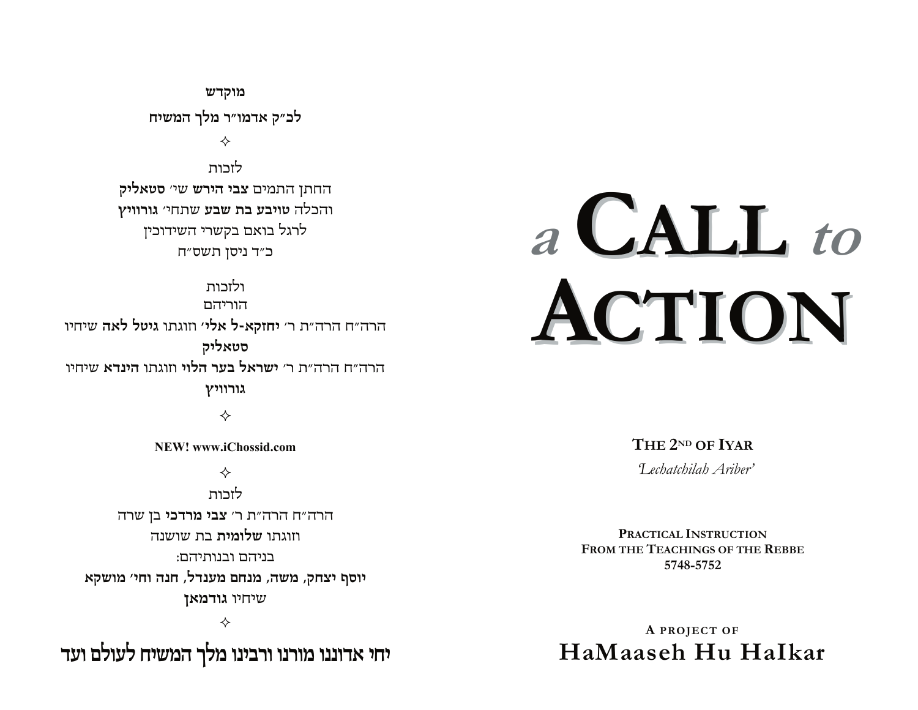**מוקדש**

**לכ"ק אדמו"ר מלך המשיח**

✧

לזכות

החתן התמים **צבי הירש** שי' **סטאליק**

והכלה **טויבע בת שבע** שתחי' **גורוויץ**

לרגל בואם בקשרי השידוכין

כ"ד ניסן תשס"ח

ולזכות

הוריהם

הרה"ח הרה"ת ר' **יחזקא-ל אלי'** וזוגתו **גיטל לאה** שיחיו **סטאליק**

הרה"ח הרה"ת ר' **ישראל בער הלוי** וזוגתו **הינדא** שיחיו **גורוויץ**

✧

**NEW! www.iChossid.com**

✧

לזכות

הרה"ח הרה"ת ר' **צבי מרדכי** בן שרה

וזוגתו **שלומית** בת שושנה

בניהם ובנותיהם:

**יוסף יצחק, משה, מנחם מענדל, חנה וחי' מושקא**

שיחיו **גודמאן**

✧

**יחי אדוננו מורנו ורבינו מלך המשיח לעולם ועד**

# *a* CALL *to* ACTION

**THE 2ND OF IYAR**

*'Lechatchilah Ariber'*

**PRACTICAL INSTRUCTION**
**FROM THE TEACHINGS OF THE REBBE**
**5748-5752**

**A PROJECT OF**

**HaMaaseh Hu HaIkar**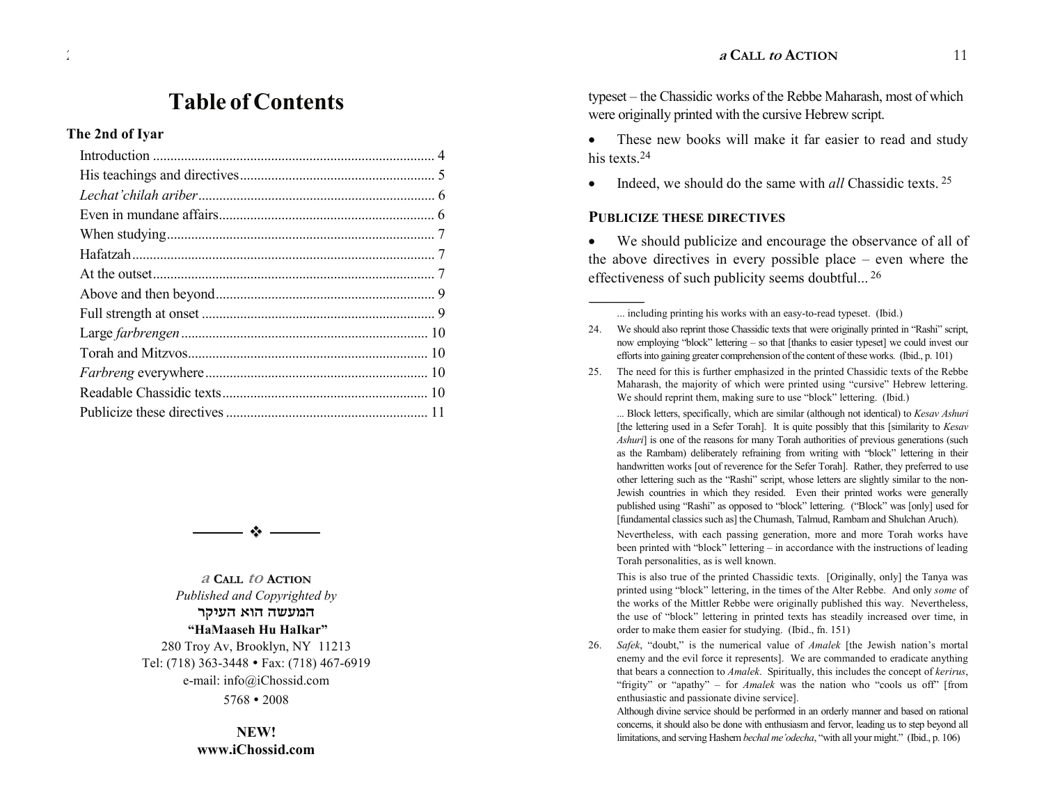# Table of Contents

**The 2nd of Iyar**

- Introduction .......... 4
- His teachings and directives .......... 5
- *Lechat'chilah ariber* .......... 6
- Even in mundane affairs .......... 6
- When studying .......... 7
- Hafatzah .......... 7
- At the outset .......... 7
- Above and then beyond .......... 9
- Full strength at onset .......... 9
- Large *farbrengen* .......... 10
- Torah and Mitzvos .......... 10
- *Farbreng* everywhere .......... 10
- Readable Chassidic texts .......... 10
- Publicize these directives .......... 11

❖

*a* **CALL** *to* **ACTION**
*Published and Copyrighted by*
**המעשה הוא העיקר**
**"HaMaaseh Hu HaIkar"**
280 Troy Av, Brooklyn, NY 11213
Tel: (718) 363-3448 • Fax: (718) 467-6919
e-mail: info@iChossid.com
5768 • 2008

**NEW!**
**www.iChossid.com**

typeset – the Chassidic works of the Rebbe Maharash, most of which were originally printed with the cursive Hebrew script.

- These new books will make it far easier to read and study his texts.[24]
- Indeed, we should do the same with *all* Chassidic texts.[25]

## PUBLICIZE THESE DIRECTIVES

- We should publicize and encourage the observance of all of the above directives in every possible place – even where the effectiveness of such publicity seems doubtful...[26]

---

... including printing his works with an easy-to-read typeset. (Ibid.)

24. We should also reprint those Chassidic texts that were originally printed in "Rashi" script, now employing "block" lettering – so that [thanks to easier typeset] we could invest our efforts into gaining greater comprehension of the content of these works. (Ibid., p. 101)

25. The need for this is further emphasized in the printed Chassidic texts of the Rebbe Maharash, the majority of which were printed using "cursive" Hebrew lettering. We should reprint them, making sure to use "block" lettering. (Ibid.)

    ... Block letters, specifically, which are similar (although not identical) to *Kesav Ashuri* [the lettering used in a Sefer Torah]. It is quite possibly that this [similarity to *Kesav Ashuri*] is one of the reasons for many Torah authorities of previous generations (such as the Rambam) deliberately refraining from writing with "block" lettering in their handwritten works [out of reverence for the Sefer Torah]. Rather, they preferred to use other lettering such as the "Rashi" script, whose letters are slightly similar to the non-Jewish countries in which they resided. Even their printed works were generally published using "Rashi" as opposed to "block" lettering. ("Block" was [only] used for [fundamental classics such as] the Chumash, Talmud, Rambam and Shulchan Aruch).

    Nevertheless, with each passing generation, more and more Torah works have been printed with "block" lettering – in accordance with the instructions of leading Torah personalities, as is well known.

    This is also true of the printed Chassidic texts. [Originally, only] the Tanya was printed using "block" lettering, in the times of the Alter Rebbe. And only *some* of the works of the Mittler Rebbe were originally published this way. Nevertheless, the use of "block" lettering in printed texts has steadily increased over time, in order to make them easier for studying. (Ibid., fn. 151)

26. *Safek*, "doubt," is the numerical value of *Amalek* [the Jewish nation's mortal enemy and the evil force it represents]. We are commanded to eradicate anything that bears a connection to *Amalek*. Spiritually, this includes the concept of *kerirus*, "frigity" or "apathy" – for *Amalek* was the nation who "cools us off" [from enthusiastic and passionate divine service].

    Although divine service should be performed in an orderly manner and based on rational concerns, it should also be done with enthusiasm and fervor, leading us to step beyond all limitations, and serving Hashem *bechal me'odecha*, "with all your might." (Ibid., p. 106)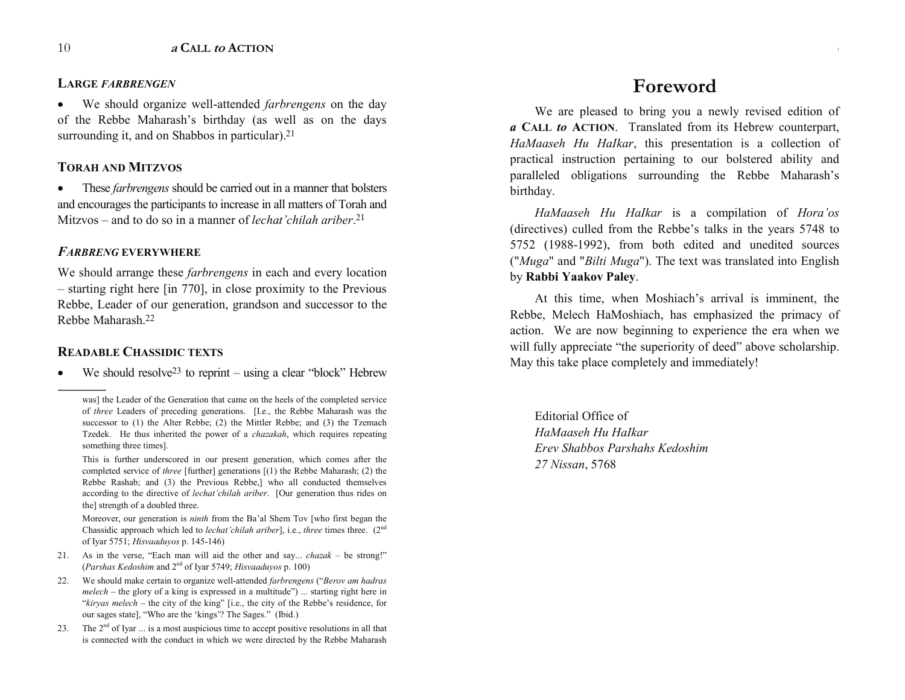### LARGE *FARBRENGEN*

- We should organize well-attended *farbrengens* on the day of the Rebbe Maharash's birthday (as well as on the days surrounding it, and on Shabbos in particular).[21]

### TORAH AND MITZVOS

- These *farbrengens* should be carried out in a manner that bolsters and encourages the participants to increase in all matters of Torah and Mitzvos – and to do so in a manner of *lechat'chilah ariber*.[21]

### *FARBRENG* EVERYWHERE

We should arrange these *farbrengens* in each and every location – starting right here [in 770], in close proximity to the Previous Rebbe, Leader of our generation, grandson and successor to the Rebbe Maharash.[22]

### READABLE CHASSIDIC TEXTS

- We should resolve[23] to reprint – using a clear "block" Hebrew

---

was] the Leader of the Generation that came on the heels of the completed service of *three* Leaders of preceding generations. [I.e., the Rebbe Maharash was the successor to (1) the Alter Rebbe; (2) the Mittler Rebbe; and (3) the Tzemach Tzedek. He thus inherited the power of a *chazakah*, which requires repeating something three times].

This is further underscored in our present generation, which comes after the completed service of *three* [further] generations [(1) the Rebbe Maharash; (2) the Rebbe Rashab; and (3) the Previous Rebbe,] who all conducted themselves according to the directive of *lechat'chilah ariber*. [Our generation thus rides on the] strength of a doubled three.

Moreover, our generation is *ninth* from the Ba'al Shem Tov [who first began the Chassidic approach which led to *lechat'chilah ariber*], i.e., *three* times three. (2nd of Iyar 5751; *Hisvaaduyos* p. 145-146)

21. As in the verse, "Each man will aid the other and say... *chazak* – be strong!" (*Parshas Kedoshim* and 2nd of Iyar 5749; *Hisvaaduyos* p. 100)

22. We should make certain to organize well-attended *farbrengens* ("*Berov am hadras melech* – the glory of a king is expressed in a multitude") ... starting right here in "*kiryas melech* – the city of the king" [i.e., the city of the Rebbe's residence, for our sages state], "Who are the 'kings'? The Sages." (Ibid.)

23. The 2nd of Iyar ... is a most auspicious time to accept positive resolutions in all that is connected with the conduct in which we were directed by the Rebbe Maharash

# Foreword

We are pleased to bring you a newly revised edition of ***a* CALL *to* ACTION**. Translated from its Hebrew counterpart, *HaMaaseh Hu HaIkar*, this presentation is a collection of practical instruction pertaining to our bolstered ability and paralleled obligations surrounding the Rebbe Maharash's birthday.

*HaMaaseh Hu HaIkar* is a compilation of *Hora'os* (directives) culled from the Rebbe's talks in the years 5748 to 5752 (1988-1992), from both edited and unedited sources ("*Muga*" and "*Bilti Muga*"). The text was translated into English by **Rabbi Yaakov Paley**.

At this time, when Moshiach's arrival is imminent, the Rebbe, Melech HaMoshiach, has emphasized the primacy of action. We are now beginning to experience the era when we will fully appreciate "the superiority of deed" above scholarship. May this take place completely and immediately!

Editorial Office of
*HaMaaseh Hu HaIkar*
*Erev Shabbos Parshahs Kedoshim*
*27 Nissan*, 5768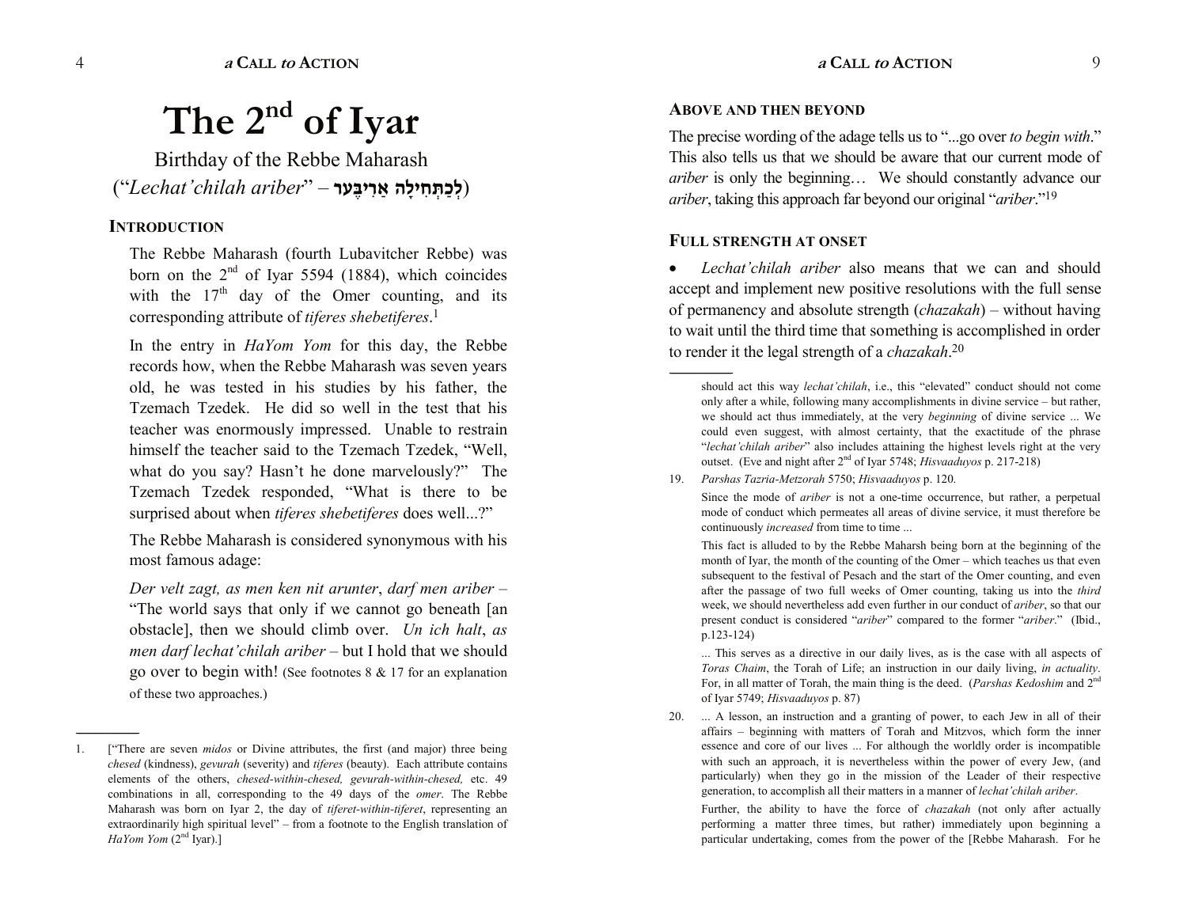# The 2nd of Iyar

Birthday of the Rebbe Maharash

(“*Lechat’chilah ariber*” – **לְכַתְּחִילָה אַרִיבֶּער**)

## Introduction

The Rebbe Maharash (fourth Lubavitcher Rebbe) was born on the 2nd of Iyar 5594 (1884), which coincides with the 17th day of the Omer counting, and its corresponding attribute of *tiferes shebetiferes*.[1]

In the entry in *HaYom Yom* for this day, the Rebbe records how, when the Rebbe Maharash was seven years old, he was tested in his studies by his father, the Tzemach Tzedek. He did so well in the test that his teacher was enormously impressed. Unable to restrain himself the teacher said to the Tzemach Tzedek, “Well, what do you say? Hasn’t he done marvelously?” The Tzemach Tzedek responded, “What is there to be surprised about when *tiferes shebetiferes* does well...?”

The Rebbe Maharash is considered synonymous with his most famous adage:

*Der velt zagt, as men ken nit arunter*, *darf men ariber* – “The world says that only if we cannot go beneath [an obstacle], then we should climb over. *Un ich halt*, *as men darf lechat’chilah ariber* – but I hold that we should go over to begin with! (See footnotes 8 & 17 for an explanation of these two approaches.)

---

1. [“There are seven *midos* or Divine attributes, the first (and major) three being *chesed* (kindness), *gevurah* (severity) and *tiferes* (beauty). Each attribute contains elements of the others, *chesed-within-chesed, gevurah-within-chesed,* etc. 49 combinations in all, corresponding to the 49 days of the *omer*. The Rebbe Maharash was born on Iyar 2, the day of *tiferet-within-tiferet*, representing an extraordinarily high spiritual level” – from a footnote to the English translation of *HaYom Yom* (2nd Iyar).]

## Above and then Beyond

The precise wording of the adage tells us to “...go over *to begin with*.” This also tells us that we should be aware that our current mode of *ariber* is only the beginning… We should constantly advance our *ariber*, taking this approach far beyond our original “*ariber*.”[19]

## Full Strength at Onset

- *Lechat’chilah ariber* also means that we can and should accept and implement new positive resolutions with the full sense of permanency and absolute strength (*chazakah*) – without having to wait until the third time that something is accomplished in order to render it the legal strength of a *chazakah*.[20]

---

should act this way *lechat’chilah*, i.e., this “elevated” conduct should not come only after a while, following many accomplishments in divine service – but rather, we should act thus immediately, at the very *beginning* of divine service ... We could even suggest, with almost certainty, that the exactitude of the phrase “*lechat’chilah ariber*” also includes attaining the highest levels right at the very outset. (Eve and night after 2nd of Iyar 5748; *Hisvaaduyos* p. 217-218)

19. *Parshas Tazria-Metzorah* 5750; *Hisvaaduyos* p. 120.

    Since the mode of *ariber* is not a one-time occurrence, but rather, a perpetual mode of conduct which permeates all areas of divine service, it must therefore be continuously *increased* from time to time ...

    This fact is alluded to by the Rebbe Maharsh being born at the beginning of the month of Iyar, the month of the counting of the Omer – which teaches us that even subsequent to the festival of Pesach and the start of the Omer counting, and even after the passage of two full weeks of Omer counting, taking us into the *third* week, we should nevertheless add even further in our conduct of *ariber*, so that our present conduct is considered “*ariber*” compared to the former “*ariber*.” (Ibid., p.123-124)

    ... This serves as a directive in our daily lives, as is the case with all aspects of *Toras Chaim*, the Torah of Life; an instruction in our daily living, *in actuality*. For, in all matter of Torah, the main thing is the deed. (*Parshas Kedoshim* and 2nd of Iyar 5749; *Hisvaaduyos* p. 87)

20. ... A lesson, an instruction and a granting of power, to each Jew in all of their affairs – beginning with matters of Torah and Mitzvos, which form the inner essence and core of our lives ... For although the worldly order is incompatible with such an approach, it is nevertheless within the power of every Jew, (and particularly) when they go in the mission of the Leader of their respective generation, to accomplish all their matters in a manner of *lechat’chilah ariber*.

    Further, the ability to have the force of *chazakah* (not only after actually performing a matter three times, but rather) immediately upon beginning a particular undertaking, comes from the power of the [Rebbe Maharash. For he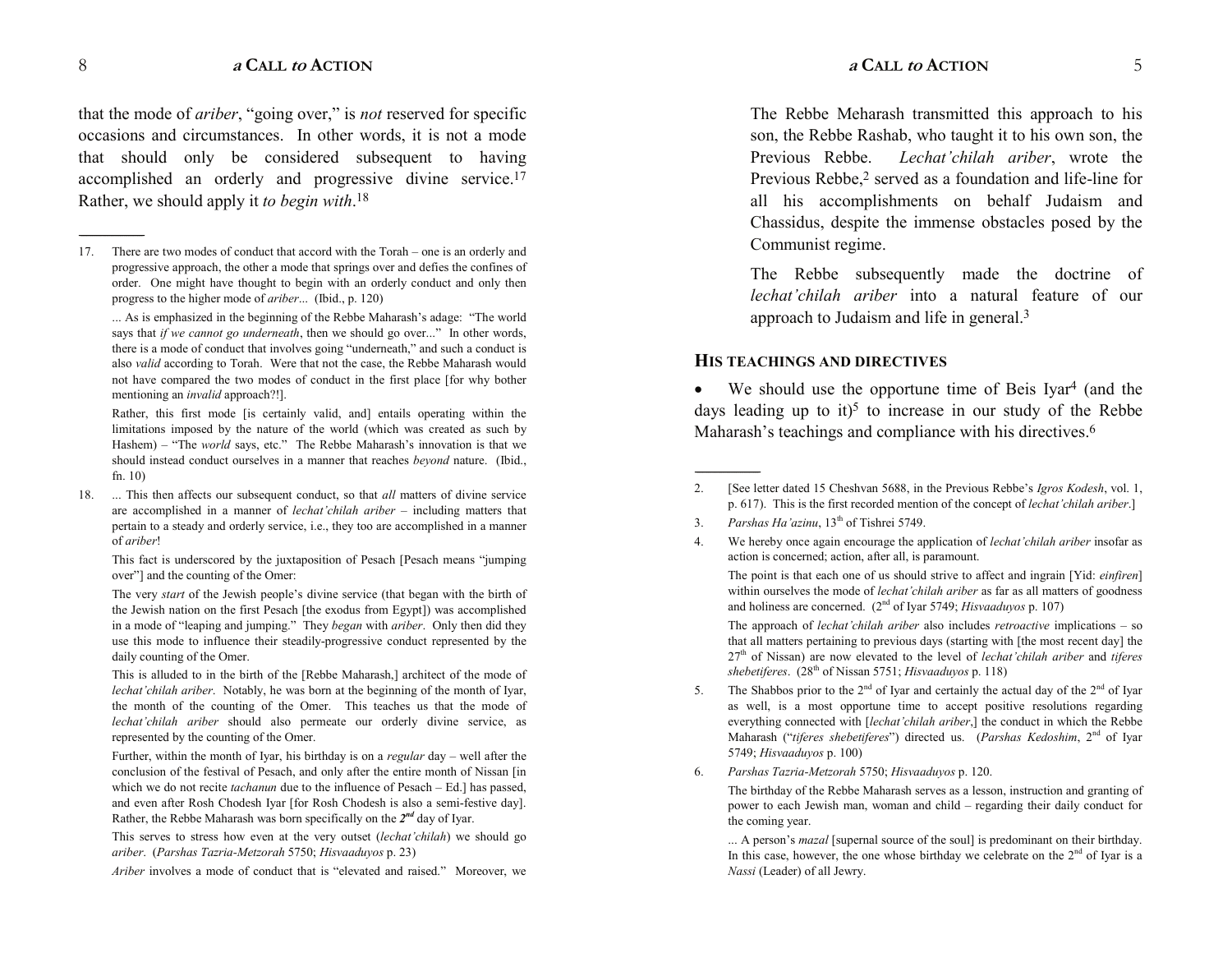that the mode of *ariber*, "going over," is *not* reserved for specific occasions and circumstances. In other words, it is not a mode that should only be considered subsequent to having accomplished an orderly and progressive divine service.[17] Rather, we should apply it *to begin with*.[18]

---

17. There are two modes of conduct that accord with the Torah – one is an orderly and progressive approach, the other a mode that springs over and defies the confines of order. One might have thought to begin with an orderly conduct and only then progress to the higher mode of *ariber*... (Ibid., p. 120)

    ... As is emphasized in the beginning of the Rebbe Maharash's adage: "The world says that *if we cannot go underneath*, then we should go over..." In other words, there is a mode of conduct that involves going "underneath," and such a conduct is also *valid* according to Torah. Were that not the case, the Rebbe Maharash would not have compared the two modes of conduct in the first place [for why bother mentioning an *invalid* approach?!].

    Rather, this first mode [is certainly valid, and] entails operating within the limitations imposed by the nature of the world (which was created as such by Hashem) – "The *world* says, etc." The Rebbe Maharash's innovation is that we should instead conduct ourselves in a manner that reaches *beyond* nature. (Ibid., fn. 10)

18. ... This then affects our subsequent conduct, so that *all* matters of divine service are accomplished in a manner of *lechat'chilah ariber* – including matters that pertain to a steady and orderly service, i.e., they too are accomplished in a manner of *ariber*!

    This fact is underscored by the juxtaposition of Pesach [Pesach means "jumping over"] and the counting of the Omer:

    The very *start* of the Jewish people's divine service (that began with the birth of the Jewish nation on the first Pesach [the exodus from Egypt]) was accomplished in a mode of "leaping and jumping." They *began* with *ariber*. Only then did they use this mode to influence their steadily-progressive conduct represented by the daily counting of the Omer.

    This is alluded to in the birth of the [Rebbe Maharash,] architect of the mode of *lechat'chilah ariber*. Notably, he was born at the beginning of the month of Iyar, the month of the counting of the Omer. This teaches us that the mode of *lechat'chilah ariber* should also permeate our orderly divine service, as represented by the counting of the Omer.

    Further, within the month of Iyar, his birthday is on a *regular* day – well after the conclusion of the festival of Pesach, and only after the entire month of Nissan [in which we do not recite *tachanun* due to the influence of Pesach – Ed.] has passed, and even after Rosh Chodesh Iyar [for Rosh Chodesh is also a semi-festive day]. Rather, the Rebbe Maharash was born specifically on the ***2nd*** day of Iyar.

    This serves to stress how even at the very outset (*lechat'chilah*) we should go *ariber*. (*Parshas Tazria-Metzorah* 5750; *Hisvaaduyos* p. 23)

    *Ariber* involves a mode of conduct that is "elevated and raised." Moreover, we

The Rebbe Meharash transmitted this approach to his son, the Rebbe Rashab, who taught it to his own son, the Previous Rebbe. *Lechat'chilah ariber*, wrote the Previous Rebbe,[2] served as a foundation and life-line for all his accomplishments on behalf Judaism and Chassidus, despite the immense obstacles posed by the Communist regime.

The Rebbe subsequently made the doctrine of *lechat'chilah ariber* into a natural feature of our approach to Judaism and life in general.[3]

## HIS TEACHINGS AND DIRECTIVES

- We should use the opportune time of Beis Iyar[4] (and the days leading up to it)[5] to increase in our study of the Rebbe Maharash's teachings and compliance with his directives.[6]

---

2. [See letter dated 15 Cheshvan 5688, in the Previous Rebbe's *Igros Kodesh*, vol. 1, p. 617). This is the first recorded mention of the concept of *lechat'chilah ariber*.]

3. *Parshas Ha'azinu*, 13th of Tishrei 5749.

4. We hereby once again encourage the application of *lechat'chilah ariber* insofar as action is concerned; action, after all, is paramount.

   The point is that each one of us should strive to affect and ingrain [Yid: *einfiren*] within ourselves the mode of *lechat'chilah ariber* as far as all matters of goodness and holiness are concerned. (2nd of Iyar 5749; *Hisvaaduyos* p. 107)

   The approach of *lechat'chilah ariber* also includes *retroactive* implications – so that all matters pertaining to previous days (starting with [the most recent day] the 27th of Nissan) are now elevated to the level of *lechat'chilah ariber* and *tiferes shebetiferes*. (28th of Nissan 5751; *Hisvaaduyos* p. 118)

5. The Shabbos prior to the 2nd of Iyar and certainly the actual day of the 2nd of Iyar as well, is a most opportune time to accept positive resolutions regarding everything connected with [*lechat'chilah ariber*,] the conduct in which the Rebbe Maharash ("*tiferes shebetiferes*") directed us. (*Parshas Kedoshim*, 2nd of Iyar 5749; *Hisvaaduyos* p. 100)

6. *Parshas Tazria-Metzorah* 5750; *Hisvaaduyos* p. 120.

   The birthday of the Rebbe Maharash serves as a lesson, instruction and granting of power to each Jewish man, woman and child – regarding their daily conduct for the coming year.

   ... A person's *mazal* [supernal source of the soul] is predominant on their birthday. In this case, however, the one whose birthday we celebrate on the 2nd of Iyar is a *Nassi* (Leader) of all Jewry.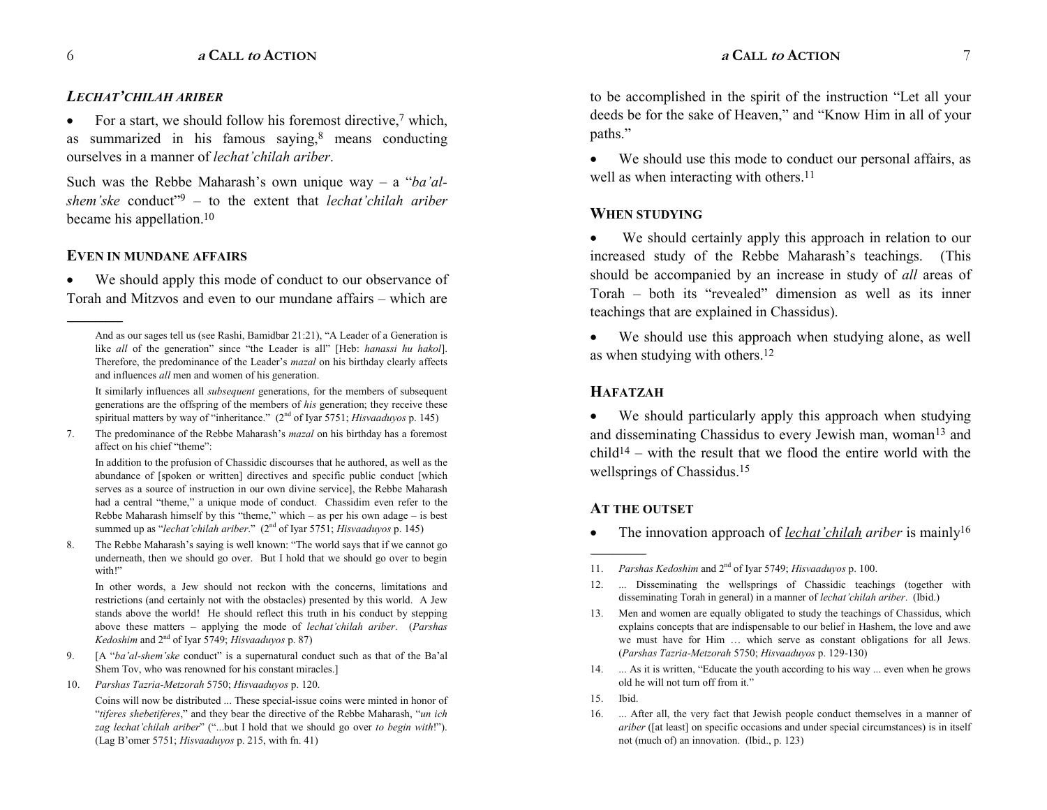### *LECHAT'CHILAH ARIBER*

- For a start, we should follow his foremost directive,[7] which, as summarized in his famous saying,[8] means conducting ourselves in a manner of *lechat'chilah ariber*.

Such was the Rebbe Maharash's own unique way – a "*ba'al-shem'ske* conduct"[9] – to the extent that *lechat'chilah ariber* became his appellation.[10]

### EVEN IN MUNDANE AFFAIRS

- We should apply this mode of conduct to our observance of Torah and Mitzvos and even to our mundane affairs – which are to be accomplished in the spirit of the instruction "Let all your deeds be for the sake of Heaven," and "Know Him in all of your paths."

- We should use this mode to conduct our personal affairs, as well as when interacting with others.[11]

### WHEN STUDYING

- We should certainly apply this approach in relation to our increased study of the Rebbe Maharash's teachings. (This should be accompanied by an increase in study of *all* areas of Torah – both its "revealed" dimension as well as its inner teachings that are explained in Chassidus).

- We should use this approach when studying alone, as well as when studying with others.[12]

### HAFATZAH

- We should particularly apply this approach when studying and disseminating Chassidus to every Jewish man, woman[13] and child[14] – with the result that we flood the entire world with the wellsprings of Chassidus.[15]

### AT THE OUTSET

- The innovation approach of <u>*lechat'chilah*</u> *ariber* is mainly[16]

---

And as our sages tell us (see Rashi, Bamidbar 21:21), "A Leader of a Generation is like *all* of the generation" since "the Leader is all" [Heb: *hanassi hu hakol*]. Therefore, the predominance of the Leader's *mazal* on his birthday clearly affects and influences *all* men and women of his generation.

It similarly influences all *subsequent* generations, for the members of subsequent generations are the offspring of the members of *his* generation; they receive these spiritual matters by way of "inheritance." (2nd of Iyar 5751; *Hisvaaduyos* p. 145)

7. The predominance of the Rebbe Maharash's *mazal* on his birthday has a foremost affect on his chief "theme":

In addition to the profusion of Chassidic discourses that he authored, as well as the abundance of [spoken or written] directives and specific public conduct [which serves as a source of instruction in our own divine service], the Rebbe Maharash had a central "theme," a unique mode of conduct. Chassidim even refer to the Rebbe Maharash himself by this "theme," which – as per his own adage – is best summed up as "*lechat'chilah ariber*." (2nd of Iyar 5751; *Hisvaaduyos* p. 145)

8. The Rebbe Maharash's saying is well known: "The world says that if we cannot go underneath, then we should go over. But I hold that we should go over to begin with!"

In other words, a Jew should not reckon with the concerns, limitations and restrictions (and certainly not with the obstacles) presented by this world. A Jew stands above the world! He should reflect this truth in his conduct by stepping above these matters – applying the mode of *lechat'chilah ariber*. (*Parshas Kedoshim* and 2nd of Iyar 5749; *Hisvaaduyos* p. 87)

9. [A "*ba'al-shem'ske* conduct" is a supernatural conduct such as that of the Ba'al Shem Tov, who was renowned for his constant miracles.]

10. *Parshas Tazria-Metzorah* 5750; *Hisvaaduyos* p. 120.

Coins will now be distributed ... These special-issue coins were minted in honor of "*tiferes shebetiferes*," and they bear the directive of the Rebbe Maharash, "*un ich zag lechat'chilah ariber*" ("...but I hold that we should go over *to begin with*!"). (Lag B'omer 5751; *Hisvaaduyos* p. 215, with fn. 41)

11. *Parshas Kedoshim* and 2nd of Iyar 5749; *Hisvaaduyos* p. 100.

12. ... Disseminating the wellsprings of Chassidic teachings (together with disseminating Torah in general) in a manner of *lechat'chilah ariber*. (Ibid.)

13. Men and women are equally obligated to study the teachings of Chassidus, which explains concepts that are indispensable to our belief in Hashem, the love and awe we must have for Him … which serve as constant obligations for all Jews. (*Parshas Tazria-Metzorah* 5750; *Hisvaaduyos* p. 129-130)

14. ... As it is written, "Educate the youth according to his way ... even when he grows old he will not turn off from it."

15. Ibid.

16. ... After all, the very fact that Jewish people conduct themselves in a manner of *ariber* ([at least] on specific occasions and under special circumstances) is in itself not (much of) an innovation. (Ibid., p. 123)